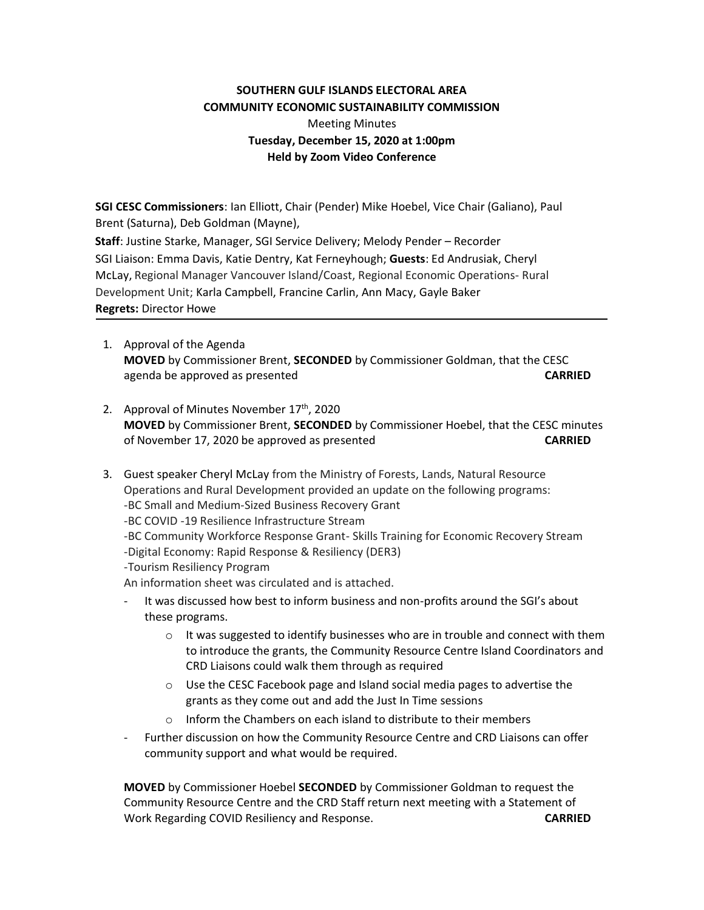**SOUTHERN GULF ISLANDS ELECTORAL AREA**
**COMMUNITY ECONOMIC SUSTAINABILITY COMMISSION**
Meeting Minutes
**Tuesday, December 15, 2020 at 1:00pm**
**Held by Zoom Video Conference**

**SGI CESC Commissioners**: Ian Elliott, Chair (Pender) Mike Hoebel, Vice Chair (Galiano), Paul Brent (Saturna), Deb Goldman (Mayne),
**Staff**: Justine Starke, Manager, SGI Service Delivery; Melody Pender – Recorder
SGI Liaison: Emma Davis, Katie Dentry, Kat Ferneyhough; **Guests**: Ed Andrusiak, Cheryl McLay, Regional Manager Vancouver Island/Coast, Regional Economic Operations- Rural Development Unit; Karla Campbell, Francine Carlin, Ann Macy, Gayle Baker
**Regrets:** Director Howe

1. Approval of the Agenda
   **MOVED** by Commissioner Brent, **SECONDED** by Commissioner Goldman, that the CESC agenda be approved as presented **CARRIED**

2. Approval of Minutes November 17th, 2020
   **MOVED** by Commissioner Brent, **SECONDED** by Commissioner Hoebel, that the CESC minutes of November 17, 2020 be approved as presented **CARRIED**

3. Guest speaker Cheryl McLay from the Ministry of Forests, Lands, Natural Resource Operations and Rural Development provided an update on the following programs:
   -BC Small and Medium-Sized Business Recovery Grant
   -BC COVID -19 Resilience Infrastructure Stream
   -BC Community Workforce Response Grant- Skills Training for Economic Recovery Stream
   -Digital Economy: Rapid Response & Resiliency (DER3)
   -Tourism Resiliency Program
   An information sheet was circulated and is attached.
   - It was discussed how best to inform business and non-profits around the SGI's about these programs.
     - It was suggested to identify businesses who are in trouble and connect with them to introduce the grants, the Community Resource Centre Island Coordinators and CRD Liaisons could walk them through as required
     - Use the CESC Facebook page and Island social media pages to advertise the grants as they come out and add the Just In Time sessions
     - Inform the Chambers on each island to distribute to their members
   - Further discussion on how the Community Resource Centre and CRD Liaisons can offer community support and what would be required.

   **MOVED** by Commissioner Hoebel **SECONDED** by Commissioner Goldman to request the Community Resource Centre and the CRD Staff return next meeting with a Statement of Work Regarding COVID Resiliency and Response. **CARRIED**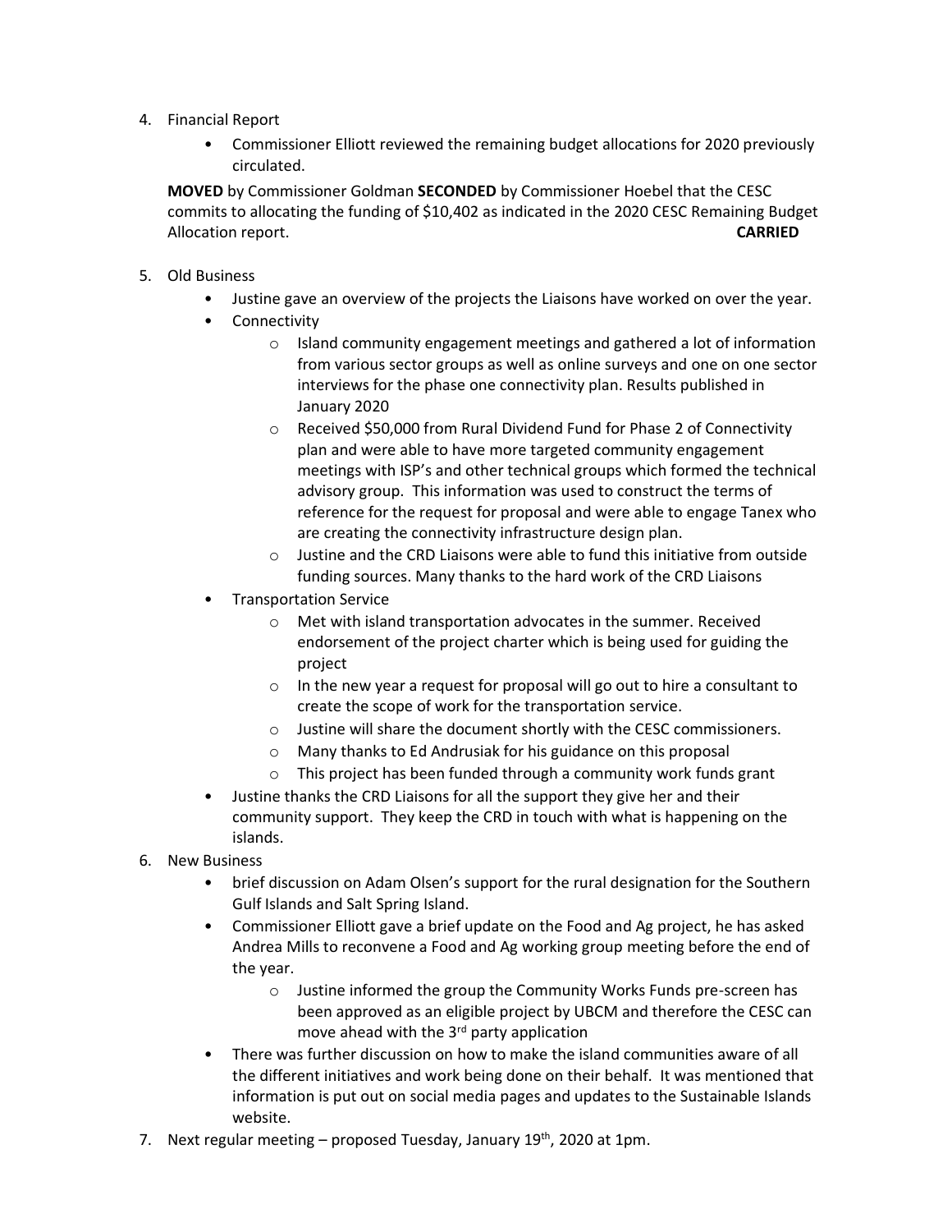4. Financial Report
    - Commissioner Elliott reviewed the remaining budget allocations for 2020 previously circulated.

    **MOVED** by Commissioner Goldman **SECONDED** by Commissioner Hoebel that the CESC commits to allocating the funding of $10,402 as indicated in the 2020 CESC Remaining Budget Allocation report. **CARRIED**

5. Old Business
    - Justine gave an overview of the projects the Liaisons have worked on over the year.
    - Connectivity
        - Island community engagement meetings and gathered a lot of information from various sector groups as well as online surveys and one on one sector interviews for the phase one connectivity plan. Results published in January 2020
        - Received $50,000 from Rural Dividend Fund for Phase 2 of Connectivity plan and were able to have more targeted community engagement meetings with ISP's and other technical groups which formed the technical advisory group. This information was used to construct the terms of reference for the request for proposal and were able to engage Tanex who are creating the connectivity infrastructure design plan.
        - Justine and the CRD Liaisons were able to fund this initiative from outside funding sources. Many thanks to the hard work of the CRD Liaisons
    - Transportation Service
        - Met with island transportation advocates in the summer. Received endorsement of the project charter which is being used for guiding the project
        - In the new year a request for proposal will go out to hire a consultant to create the scope of work for the transportation service.
        - Justine will share the document shortly with the CESC commissioners.
        - Many thanks to Ed Andrusiak for his guidance on this proposal
        - This project has been funded through a community work funds grant
    - Justine thanks the CRD Liaisons for all the support they give her and their community support. They keep the CRD in touch with what is happening on the islands.
6. New Business
    - brief discussion on Adam Olsen's support for the rural designation for the Southern Gulf Islands and Salt Spring Island.
    - Commissioner Elliott gave a brief update on the Food and Ag project, he has asked Andrea Mills to reconvene a Food and Ag working group meeting before the end of the year.
        - Justine informed the group the Community Works Funds pre-screen has been approved as an eligible project by UBCM and therefore the CESC can move ahead with the 3rd party application
    - There was further discussion on how to make the island communities aware of all the different initiatives and work being done on their behalf. It was mentioned that information is put out on social media pages and updates to the Sustainable Islands website.
7. Next regular meeting – proposed Tuesday, January 19th, 2020 at 1pm.